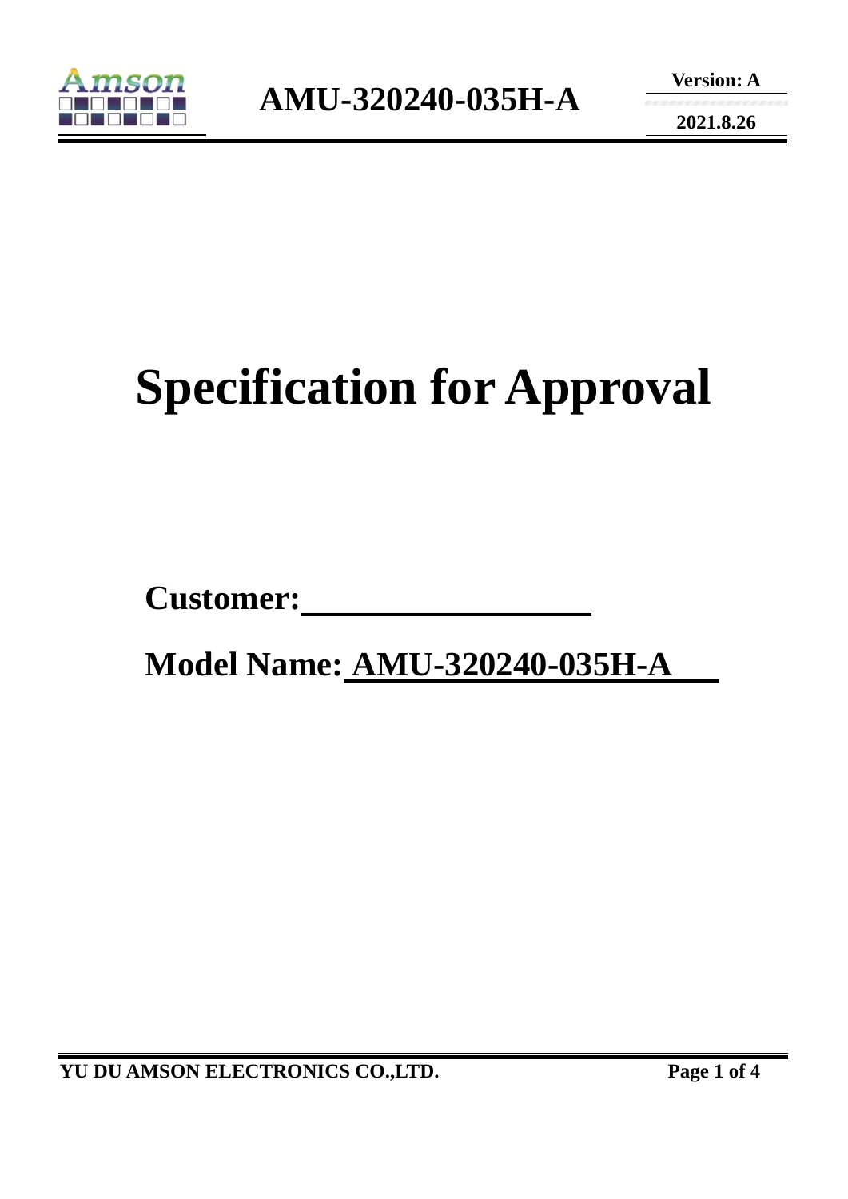# Specification for Approval

**Customer:** ____________________

**Model Name:** AMU-320240-035H-A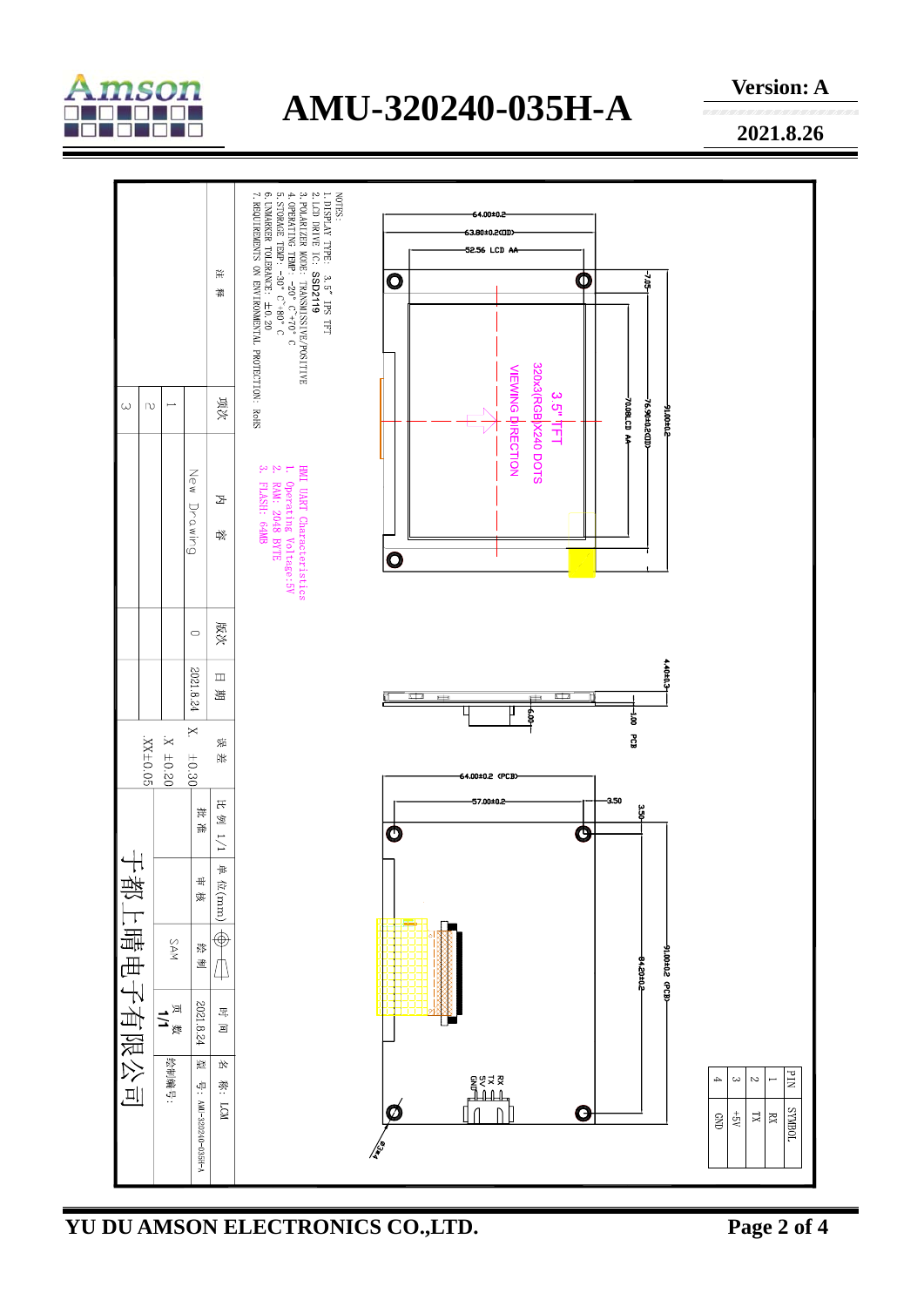# AMU-320240-035H-A

Version: A

2021.8.26

NOTES:

1. DISPLAY TYPE: 3.5" IPS TFT
2. LCD DRIVE IC: SSD2119
3. POLARIZER MODE: TRANSMISSIVE/POSITIVE
4. OPERATING TEMP: -20° C~70° C
5. STORAGE TEMP: -30° C~80° C
6. UNMARKED TOLERANCE: ±0.20
7. REQUIREMENTS ON ENVIRONMENTAL PROTECTION: RoHS

HMI UART Characteristics

1. Operating Voltage:5V
2. RAM: 2048 BYTE
3. FLASH: 64MB

3.5" TFT
320x3(RGB)X240 DOTS
VIEWING DIRECTION

64.00±0.2
63.80±0.2(OD)
52.56 LCD AA
7.05
70.08LCD AA
76.90±0.2(OD)
91.00±0.2
4.40±0.3
6.00
1.00 PCB
64.00±0.2 (PCB)
57.00±0.2
3.50
3.50
84.20±0.2
91.00±0.2 (PCB)
4-Φ3.4

RX
TX
5V
GND

| PIN | SYMBOL |
|---|---|
| 1 | RX |
| 2 | TX |
| 3 | +5V |
| 4 | GND |

| 项次 | 内容 | 版次 | 日期 |
|---|---|---|---|
| 1 | New Drawing | 0 | 2021.8.24 |
| 2 | | | |
| 3 | | | |

注释

误差: X. ±0.30; .X ±0.20; .XX±0.05

比例 1/1 | 单位(mm) | 批准 | 审核 | 绘制 SAM | 时间 2021.8.24 | 页数 1/1

名称: LCD
型号: AMU-320240-035H-A
绘制编号:

于都上晴电子有限公司

YU DU AMSON ELECTRONICS CO.,LTD.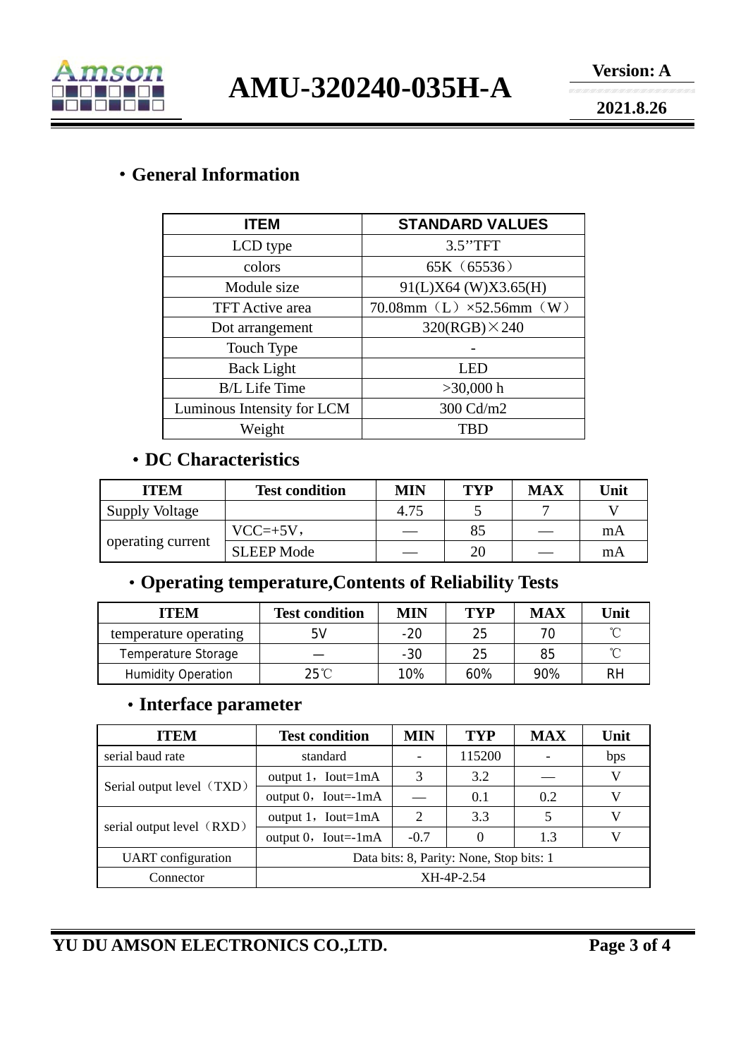## ・General Information

| ITEM | STANDARD VALUES |
| --- | --- |
| LCD type | 3.5''TFT |
| colors | 65K（65536） |
| Module size | 91(L)X64 (W)X3.65(H) |
| TFT Active area | 70.08mm（L）×52.56mm（W） |
| Dot arrangement | 320(RGB)×240 |
| Touch Type | - |
| Back Light | LED |
| B/L Life Time | >30,000 h |
| Luminous Intensity for LCM | 300 Cd/m2 |
| Weight | TBD |

## ・DC Characteristics

| ITEM | Test condition | MIN | TYP | MAX | Unit |
| --- | --- | --- | --- | --- | --- |
| Supply Voltage | | 4.75 | 5 | 7 | V |
| operating current | VCC=+5V， | — | 85 | — | mA |
| | SLEEP Mode | — | 20 | — | mA |

## ・Operating temperature,Contents of Reliability Tests

| ITEM | Test condition | MIN | TYP | MAX | Unit |
| --- | --- | --- | --- | --- | --- |
| temperature operating | 5V | -20 | 25 | 70 | ℃ |
| Temperature Storage | — | -30 | 25 | 85 | ℃ |
| Humidity Operation | 25℃ | 10% | 60% | 90% | RH |

## ・Interface parameter

| ITEM | Test condition | MIN | TYP | MAX | Unit |
| --- | --- | --- | --- | --- | --- |
| serial baud rate | standard | - | 115200 | - | bps |
| Serial output level（TXD） | output 1，Iout=1mA | 3 | 3.2 | — | V |
| | output 0，Iout=-1mA | — | 0.1 | 0.2 | V |
| serial output level（RXD） | output 1，Iout=1mA | 2 | 3.3 | 5 | V |
| | output 0，Iout=-1mA | -0.7 | 0 | 1.3 | V |
| UART configuration | Data bits: 8, Parity: None, Stop bits: 1 | | | | |
| Connector | XH-4P-2.54 | | | | |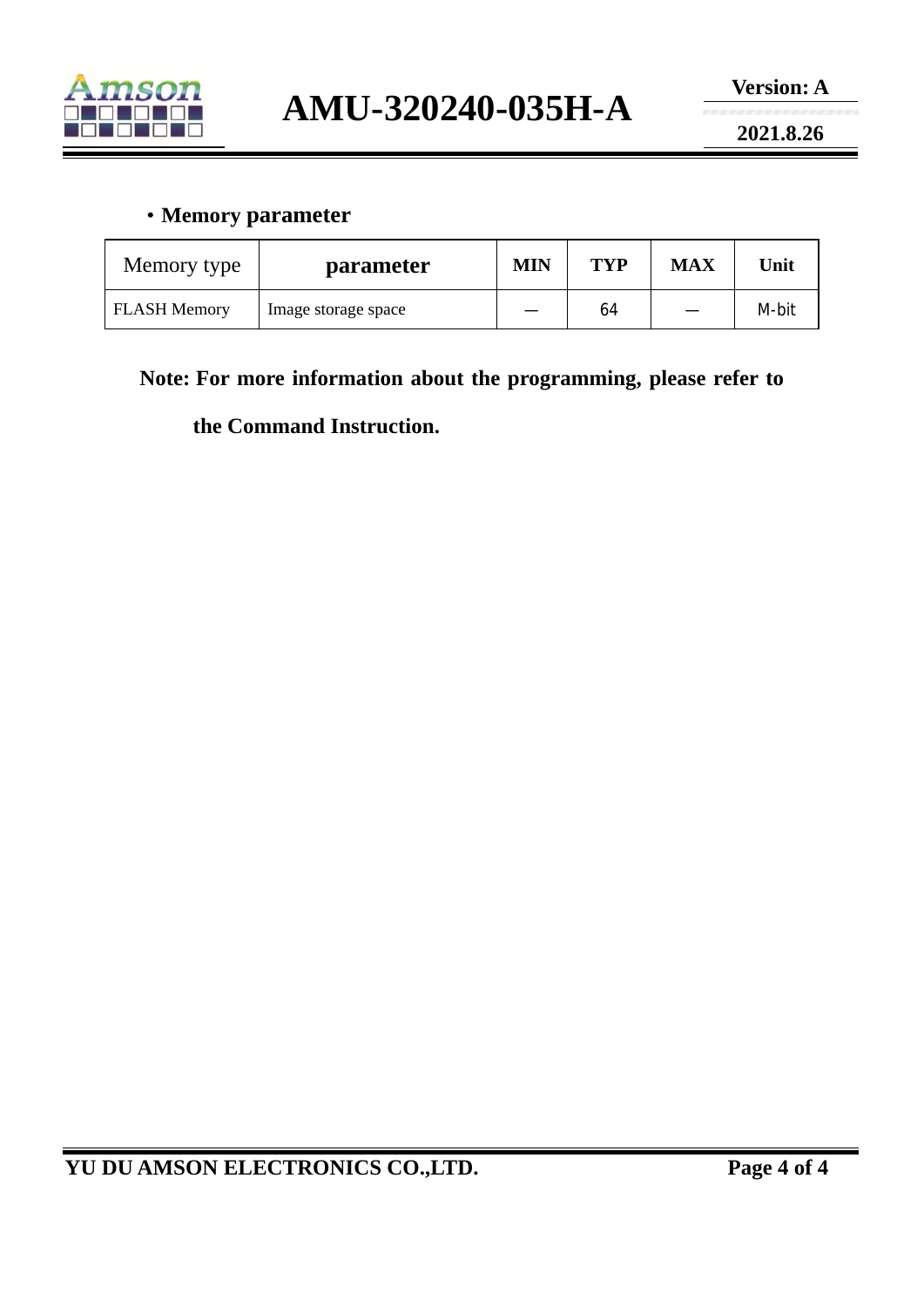・**Memory parameter**

| Memory type | **parameter** | **MIN** | **TYP** | **MAX** | **Unit** |
|---|---|---|---|---|---|
| FLASH Memory | Image storage space | — | 64 | — | M-bit |

**Note: For more information about the programming, please refer to the Command Instruction.**